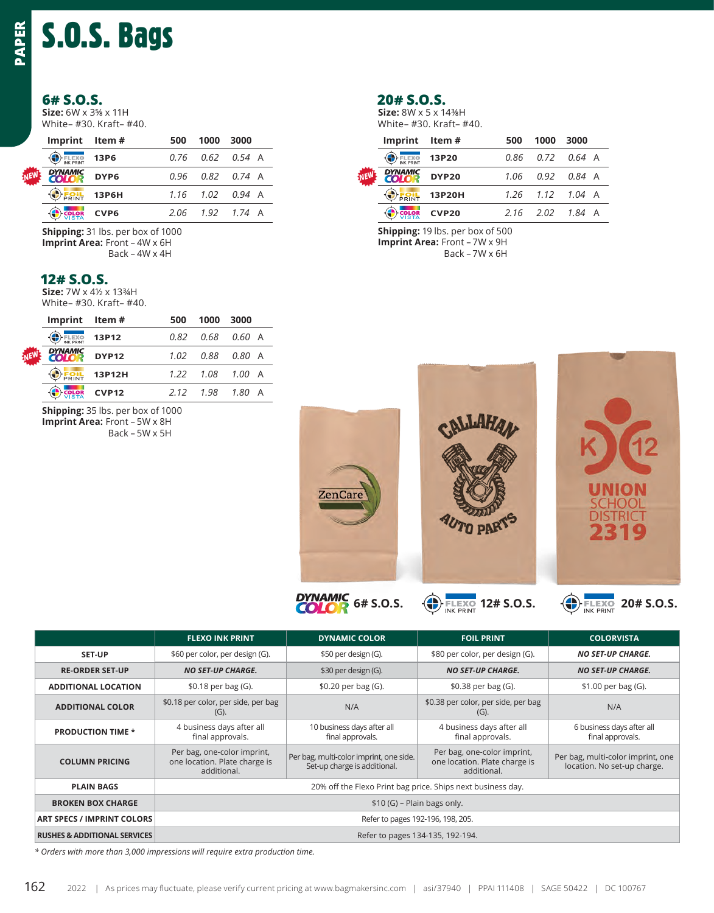# S.O.S. Bags

## 6# S.O.S.

**Size:** 6W x 3⅝ x 11H
White– #30. Kraft– #40.

| Imprint | Item # | 500 | 1000 | 3000 | |
|---|---|---|---|---|---|
| FLEXO INK PRINT | 13P6 | 0.76 | 0.62 | 0.54 | A |
| NEW DYNAMIC COLOR | DYP6 | 0.96 | 0.82 | 0.74 | A |
| FOIL PRINT | 13P6H | 1.16 | 1.02 | 0.94 | A |
| COLOR VISTA | CVP6 | 2.06 | 1.92 | 1.74 | A |

**Shipping:** 31 lbs. per box of 1000
**Imprint Area:** Front – 4W x 6H
Back – 4W x 4H

## 12# S.O.S.

**Size:** 7W x 4½ x 13¾H
White– #30. Kraft– #40.

| Imprint | Item # | 500 | 1000 | 3000 | |
|---|---|---|---|---|---|
| FLEXO INK PRINT | 13P12 | 0.82 | 0.68 | 0.60 | A |
| NEW DYNAMIC COLOR | DYP12 | 1.02 | 0.88 | 0.80 | A |
| FOIL PRINT | 13P12H | 1.22 | 1.08 | 1.00 | A |
| COLOR VISTA | CVP12 | 2.12 | 1.98 | 1.80 | A |

**Shipping:** 35 lbs. per box of 1000
**Imprint Area:** Front – 5W x 8H
Back – 5W x 5H

## 20# S.O.S.

**Size:** 8W x 5 x 14⅜H
White– #30. Kraft– #40.

| Imprint | Item # | 500 | 1000 | 3000 | |
|---|---|---|---|---|---|
| FLEXO INK PRINT | 13P20 | 0.86 | 0.72 | 0.64 | A |
| NEW DYNAMIC COLOR | DYP20 | 1.06 | 0.92 | 0.84 | A |
| FOIL PRINT | 13P20H | 1.26 | 1.12 | 1.04 | A |
| COLOR VISTA | CVP20 | 2.16 | 2.02 | 1.84 | A |

**Shipping:** 19 lbs. per box of 500
**Imprint Area:** Front – 7W x 9H
Back – 7W x 6H

DYNAMIC COLOR 6# S.O.S. FLEXO INK PRINT 12# S.O.S. FLEXO INK PRINT 20# S.O.S.

| | FLEXO INK PRINT | DYNAMIC COLOR | FOIL PRINT | COLORVISTA |
|---|---|---|---|---|
| SET-UP | $60 per color, per design (G). | $50 per design (G). | $80 per color, per design (G). | *NO SET-UP CHARGE.* |
| RE-ORDER SET-UP | *NO SET-UP CHARGE.* | $30 per design (G). | *NO SET-UP CHARGE.* | *NO SET-UP CHARGE.* |
| ADDITIONAL LOCATION | $0.18 per bag (G). | $0.20 per bag (G). | $0.38 per bag (G). | $1.00 per bag (G). |
| ADDITIONAL COLOR | $0.18 per color, per side, per bag (G). | N/A | $0.38 per color, per side, per bag (G). | N/A |
| PRODUCTION TIME * | 4 business days after all final approvals. | 10 business days after all final approvals. | 4 business days after all final approvals. | 6 business days after all final approvals. |
| COLUMN PRICING | Per bag, one-color imprint, one location. Plate charge is additional. | Per bag, multi-color imprint, one side. Set-up charge is additional. | Per bag, one-color imprint, one location. Plate charge is additional. | Per bag, multi-color imprint, one location. No set-up charge. |
| PLAIN BAGS | 20% off the Flexo Print bag price. Ships next business day. | | | |
| BROKEN BOX CHARGE | $10 (G) – Plain bags only. | | | |
| ART SPECS / IMPRINT COLORS | Refer to pages 192-196, 198, 205. | | | |
| RUSHES & ADDITIONAL SERVICES | Refer to pages 134-135, 192-194. | | | |

*\* Orders with more than 3,000 impressions will require extra production time.*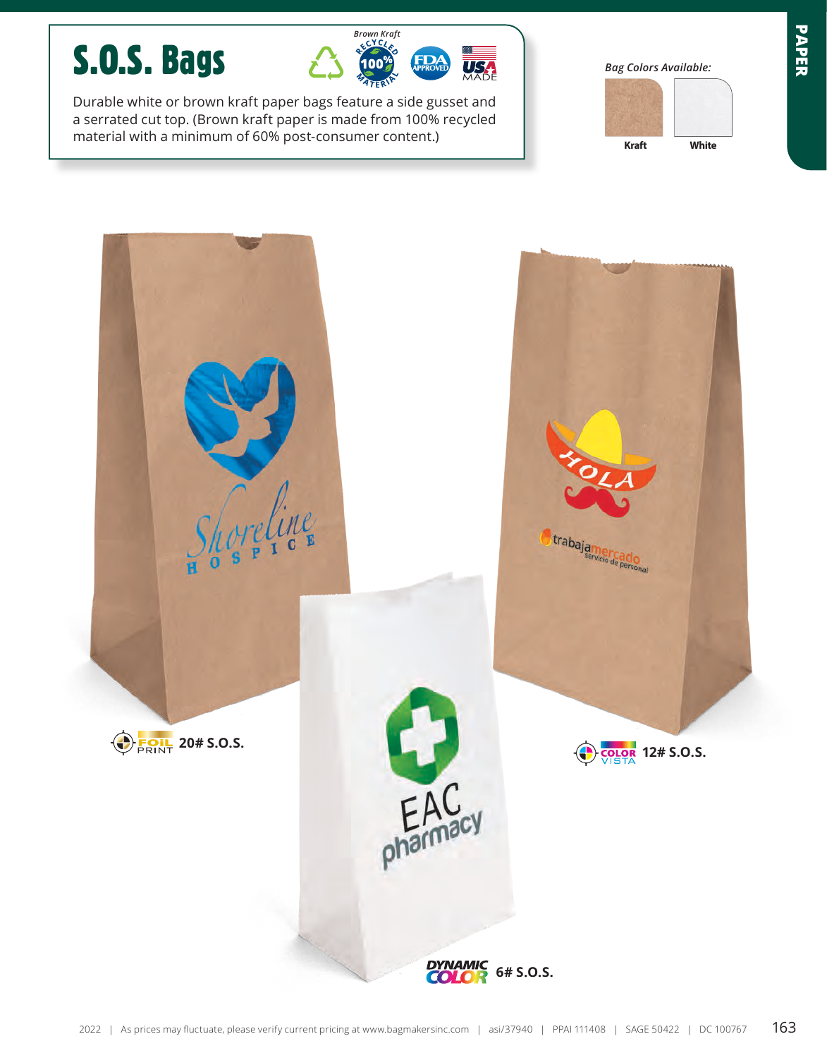# S.O.S. Bags

Durable white or brown kraft paper bags feature a side gusset and a serrated cut top. (Brown kraft paper is made from 100% recycled material with a minimum of 60% post-consumer content.)

*Bag Colors Available:*

**Kraft** **White**

FOIL PRINT **20# S.O.S.**

COLOR VISTA **12# S.O.S.**

DYNAMIC COLOR **6# S.O.S.**